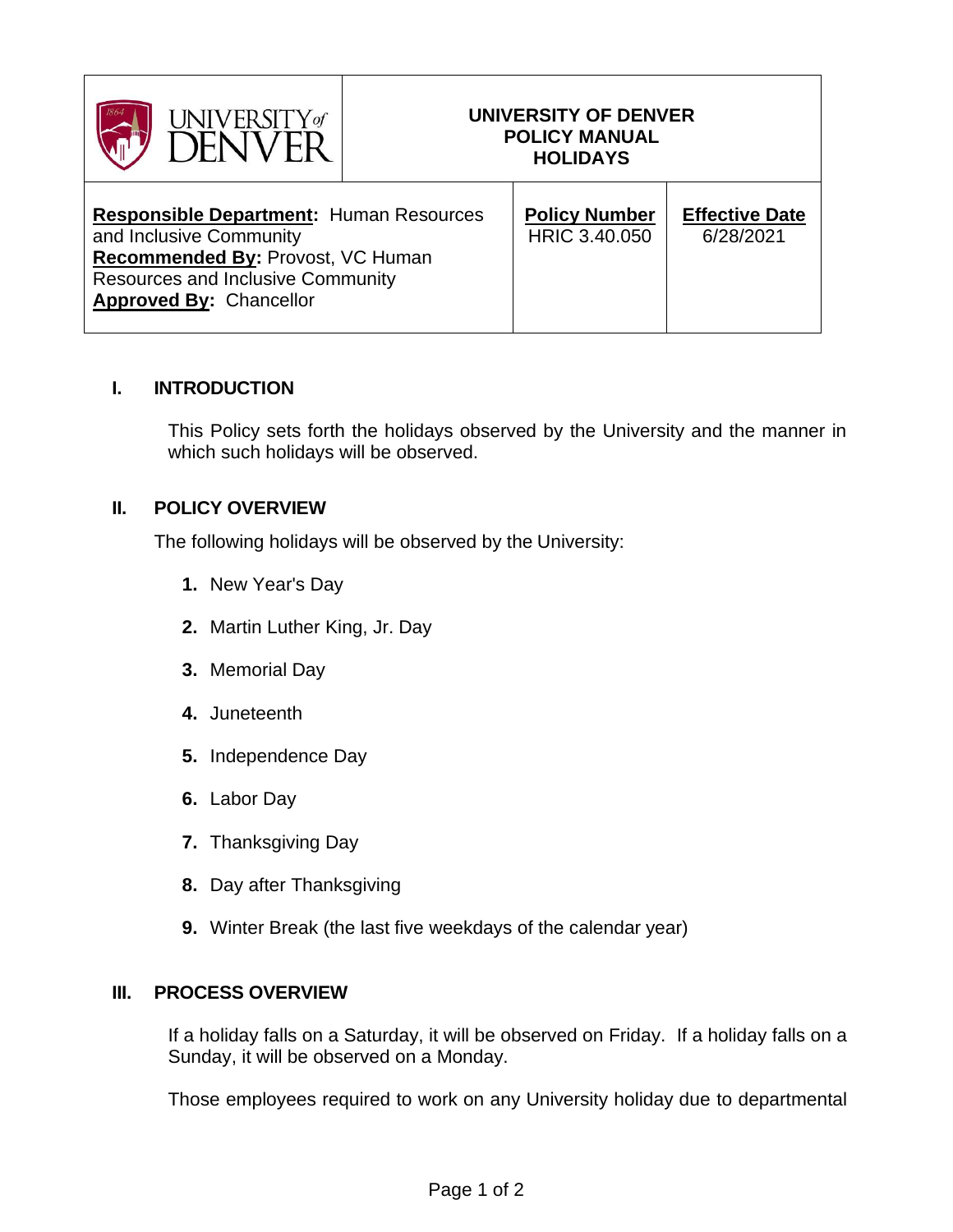| UNIVERSITY of DENVER | UNIVERSITY OF DENVER POLICY MANUAL HOLIDAYS | |
|---|---|---|
| **Responsible Department:** Human Resources and Inclusive Community<br>**Recommended By:** Provost, VC Human Resources and Inclusive Community<br>**Approved By:** Chancellor | **Policy Number**<br>HRIC 3.40.050 | **Effective Date**<br>6/28/2021 |

## I. INTRODUCTION

This Policy sets forth the holidays observed by the University and the manner in which such holidays will be observed.

## II. POLICY OVERVIEW

The following holidays will be observed by the University:

1. New Year's Day
2. Martin Luther King, Jr. Day
3. Memorial Day
4. Juneteenth
5. Independence Day
6. Labor Day
7. Thanksgiving Day
8. Day after Thanksgiving
9. Winter Break (the last five weekdays of the calendar year)

## III. PROCESS OVERVIEW

If a holiday falls on a Saturday, it will be observed on Friday. If a holiday falls on a Sunday, it will be observed on a Monday.

Those employees required to work on any University holiday due to departmental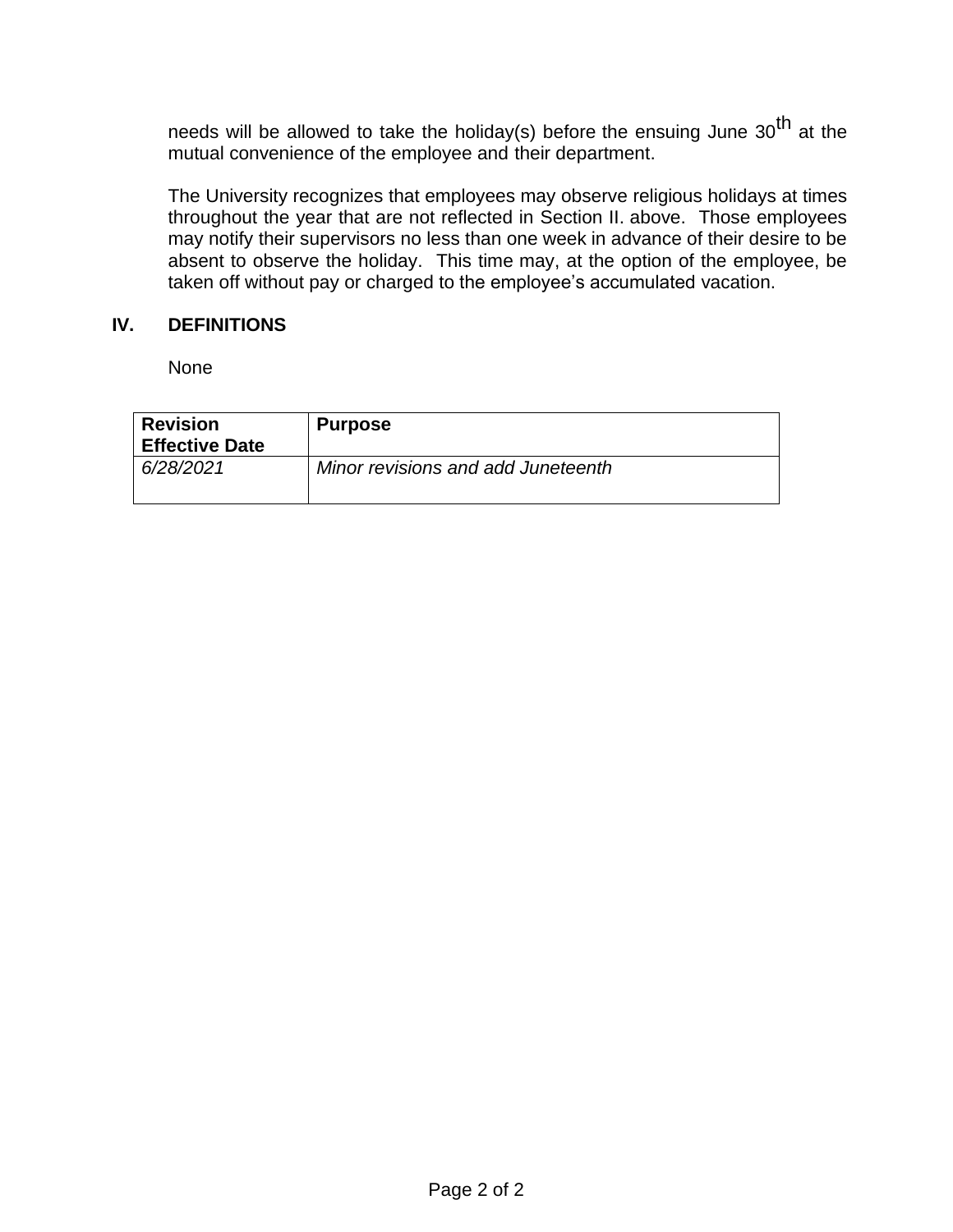needs will be allowed to take the holiday(s) before the ensuing June 30th at the mutual convenience of the employee and their department.

The University recognizes that employees may observe religious holidays at times throughout the year that are not reflected in Section II. above. Those employees may notify their supervisors no less than one week in advance of their desire to be absent to observe the holiday. This time may, at the option of the employee, be taken off without pay or charged to the employee's accumulated vacation.

## IV. DEFINITIONS

None

| **Revision Effective Date** | **Purpose** |
|---|---|
| *6/28/2021* | *Minor revisions and add Juneteenth* |